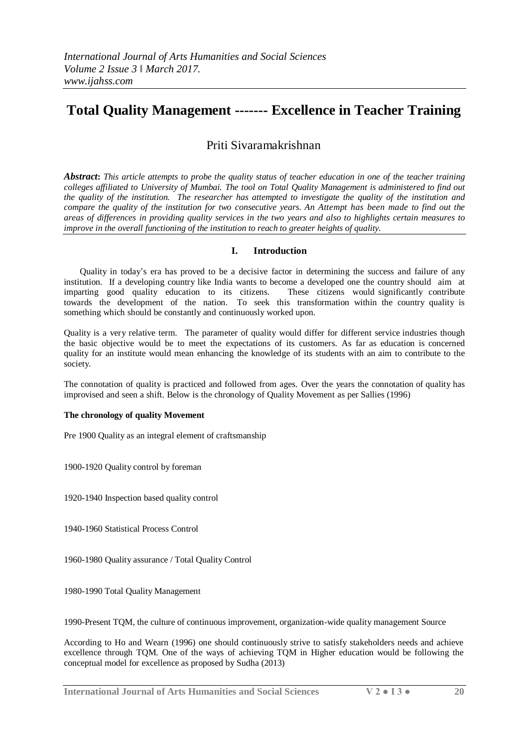# Total Quality Management ------- Excellence in Teacher Training

Priti Sivaramakrishnan

***Abstract**: This article attempts to probe the quality status of teacher education in one of the teacher training colleges affiliated to University of Mumbai. The tool on Total Quality Management is administered to find out the quality of the institution. The researcher has attempted to investigate the quality of the institution and compare the quality of the institution for two consecutive years. An Attempt has been made to find out the areas of differences in providing quality services in the two years and also to highlights certain measures to improve in the overall functioning of the institution to reach to greater heights of quality.*

## I. Introduction

Quality in today's era has proved to be a decisive factor in determining the success and failure of any institution. If a developing country like India wants to become a developed one the country should aim at imparting good quality education to its citizens. These citizens would significantly contribute towards the development of the nation. To seek this transformation within the country quality is something which should be constantly and continuously worked upon.

Quality is a very relative term. The parameter of quality would differ for different service industries though the basic objective would be to meet the expectations of its customers. As far as education is concerned quality for an institute would mean enhancing the knowledge of its students with an aim to contribute to the society.

The connotation of quality is practiced and followed from ages. Over the years the connotation of quality has improvised and seen a shift. Below is the chronology of Quality Movement as per Sallies (1996)

**The chronology of quality Movement**

Pre 1900 Quality as an integral element of craftsmanship

1900-1920 Quality control by foreman

1920-1940 Inspection based quality control

1940-1960 Statistical Process Control

1960-1980 Quality assurance / Total Quality Control

1980-1990 Total Quality Management

1990-Present TQM, the culture of continuous improvement, organization-wide quality management Source

According to Ho and Wearn (1996) one should continuously strive to satisfy stakeholders needs and achieve excellence through TQM. One of the ways of achieving TQM in Higher education would be following the conceptual model for excellence as proposed by Sudha (2013)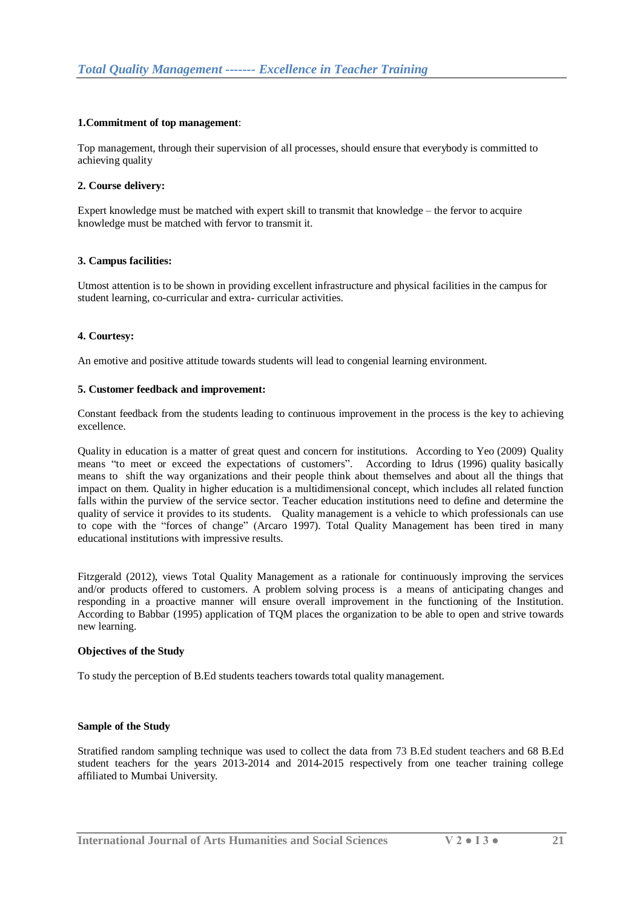**1.Commitment of top management**:

Top management, through their supervision of all processes, should ensure that everybody is committed to achieving quality

**2. Course delivery:**

Expert knowledge must be matched with expert skill to transmit that knowledge – the fervor to acquire knowledge must be matched with fervor to transmit it.

**3. Campus facilities:**

Utmost attention is to be shown in providing excellent infrastructure and physical facilities in the campus for student learning, co-curricular and extra- curricular activities.

**4. Courtesy:**

An emotive and positive attitude towards students will lead to congenial learning environment.

**5. Customer feedback and improvement:**

Constant feedback from the students leading to continuous improvement in the process is the key to achieving excellence.

Quality in education is a matter of great quest and concern for institutions. According to Yeo (2009) Quality means "to meet or exceed the expectations of customers". According to Idrus (1996) quality basically means to shift the way organizations and their people think about themselves and about all the things that impact on them. Quality in higher education is a multidimensional concept, which includes all related function falls within the purview of the service sector. Teacher education institutions need to define and determine the quality of service it provides to its students. Quality management is a vehicle to which professionals can use to cope with the "forces of change" (Arcaro 1997). Total Quality Management has been tired in many educational institutions with impressive results.

Fitzgerald (2012), views Total Quality Management as a rationale for continuously improving the services and/or products offered to customers. A problem solving process is a means of anticipating changes and responding in a proactive manner will ensure overall improvement in the functioning of the Institution. According to Babbar (1995) application of TQM places the organization to be able to open and strive towards new learning.

**Objectives of the Study**

To study the perception of B.Ed students teachers towards total quality management.

**Sample of the Study**

Stratified random sampling technique was used to collect the data from 73 B.Ed student teachers and 68 B.Ed student teachers for the years 2013-2014 and 2014-2015 respectively from one teacher training college affiliated to Mumbai University.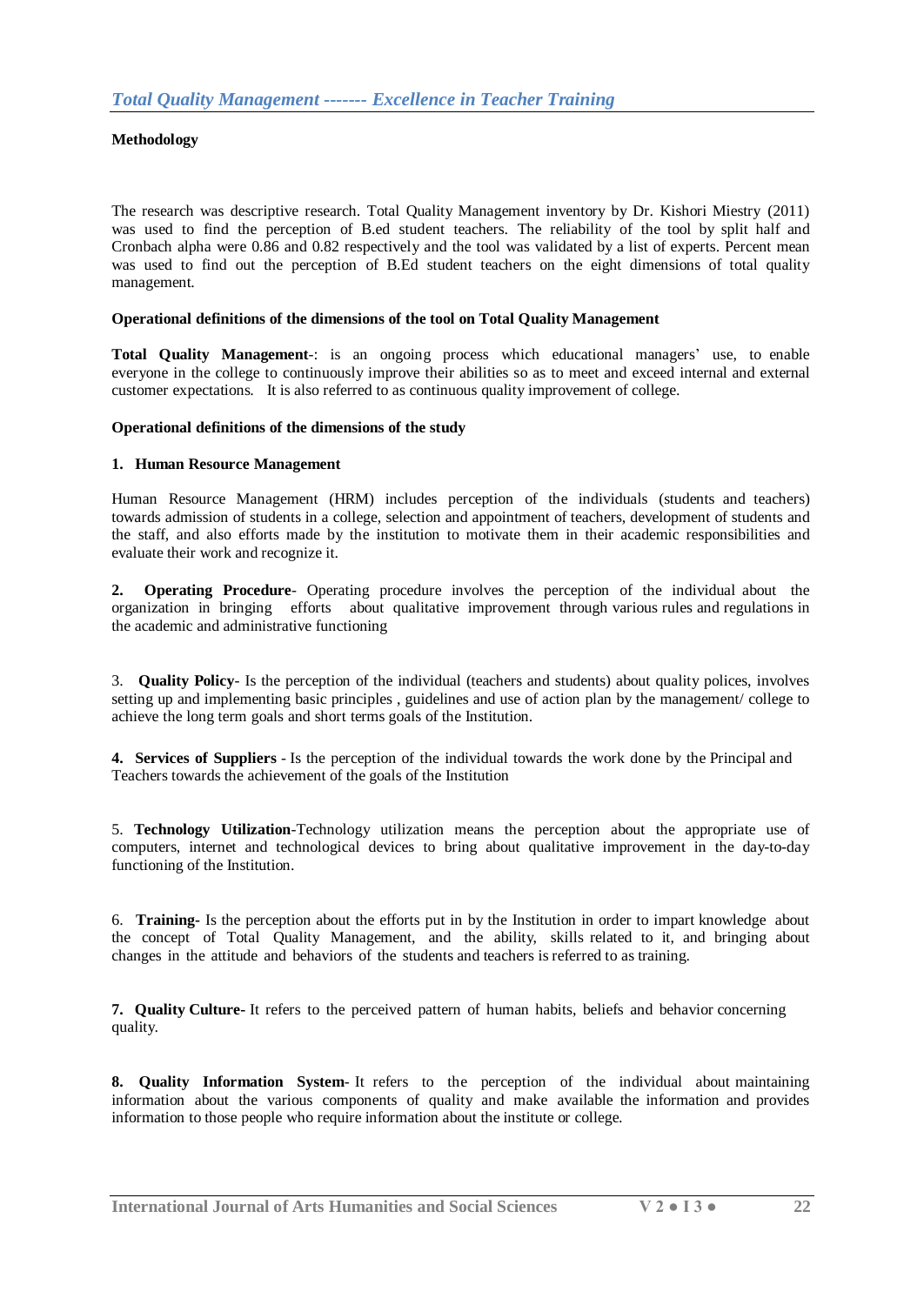## Methodology

The research was descriptive research. Total Quality Management inventory by Dr. Kishori Miestry (2011) was used to find the perception of B.ed student teachers. The reliability of the tool by split half and Cronbach alpha were 0.86 and 0.82 respectively and the tool was validated by a list of experts. Percent mean was used to find out the perception of B.Ed student teachers on the eight dimensions of total quality management.

### Operational definitions of the dimensions of the tool on Total Quality Management

**Total Quality Management**-: is an ongoing process which educational managers' use, to enable everyone in the college to continuously improve their abilities so as to meet and exceed internal and external customer expectations. It is also referred to as continuous quality improvement of college.

### Operational definitions of the dimensions of the study

**1. Human Resource Management**

Human Resource Management (HRM) includes perception of the individuals (students and teachers) towards admission of students in a college, selection and appointment of teachers, development of students and the staff, and also efforts made by the institution to motivate them in their academic responsibilities and evaluate their work and recognize it.

**2. Operating Procedure**- Operating procedure involves the perception of the individual about the organization in bringing efforts about qualitative improvement through various rules and regulations in the academic and administrative functioning

3. **Quality Policy**- Is the perception of the individual (teachers and students) about quality polices, involves setting up and implementing basic principles , guidelines and use of action plan by the management/ college to achieve the long term goals and short terms goals of the Institution.

**4. Services of Suppliers** - Is the perception of the individual towards the work done by the Principal and Teachers towards the achievement of the goals of the Institution

5. **Technology Utilization**-Technology utilization means the perception about the appropriate use of computers, internet and technological devices to bring about qualitative improvement in the day-to-day functioning of the Institution.

6. **Training**- Is the perception about the efforts put in by the Institution in order to impart knowledge about the concept of Total Quality Management, and the ability, skills related to it, and bringing about changes in the attitude and behaviors of the students and teachers is referred to as training.

**7. Quality Culture**- It refers to the perceived pattern of human habits, beliefs and behavior concerning quality.

**8. Quality Information System**- It refers to the perception of the individual about maintaining information about the various components of quality and make available the information and provides information to those people who require information about the institute or college.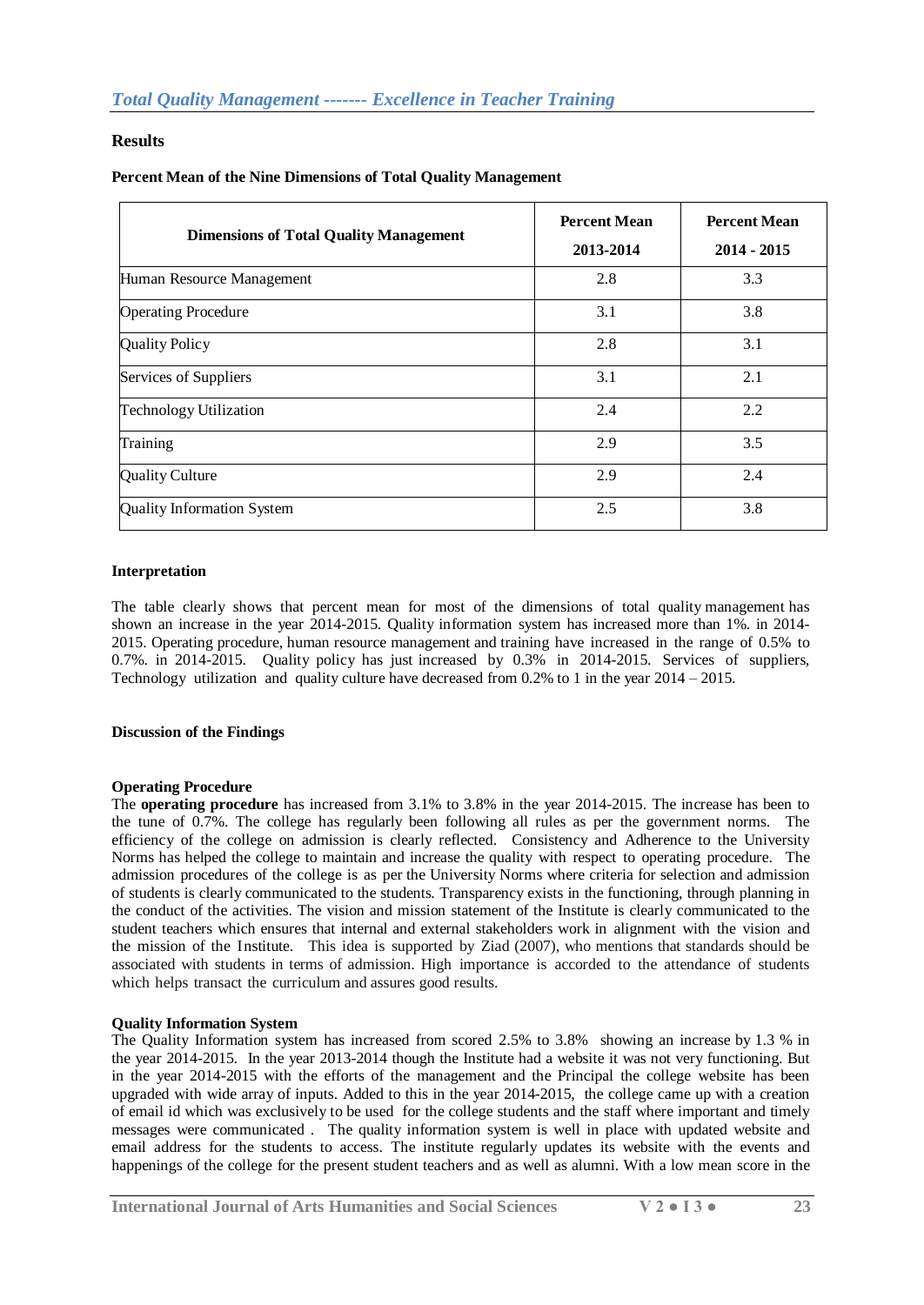## Results

**Percent Mean of the Nine Dimensions of Total Quality Management**

| Dimensions of Total Quality Management | Percent Mean 2013-2014 | Percent Mean 2014 - 2015 |
|---|---|---|
| Human Resource Management | 2.8 | 3.3 |
| Operating Procedure | 3.1 | 3.8 |
| Quality Policy | 2.8 | 3.1 |
| Services of Suppliers | 3.1 | 2.1 |
| Technology Utilization | 2.4 | 2.2 |
| Training | 2.9 | 3.5 |
| Quality Culture | 2.9 | 2.4 |
| Quality Information System | 2.5 | 3.8 |

**Interpretation**

The table clearly shows that percent mean for most of the dimensions of total quality management has shown an increase in the year 2014-2015. Quality information system has increased more than 1%. in 2014-2015. Operating procedure, human resource management and training have increased in the range of 0.5% to 0.7%. in 2014-2015. Quality policy has just increased by 0.3% in 2014-2015. Services of suppliers, Technology utilization and quality culture have decreased from 0.2% to 1 in the year 2014 – 2015.

**Discussion of the Findings**

**Operating Procedure**

The **operating procedure** has increased from 3.1% to 3.8% in the year 2014-2015. The increase has been to the tune of 0.7%. The college has regularly been following all rules as per the government norms. The efficiency of the college on admission is clearly reflected. Consistency and Adherence to the University Norms has helped the college to maintain and increase the quality with respect to operating procedure. The admission procedures of the college is as per the University Norms where criteria for selection and admission of students is clearly communicated to the students. Transparency exists in the functioning, through planning in the conduct of the activities. The vision and mission statement of the Institute is clearly communicated to the student teachers which ensures that internal and external stakeholders work in alignment with the vision and the mission of the Institute. This idea is supported by Ziad (2007), who mentions that standards should be associated with students in terms of admission. High importance is accorded to the attendance of students which helps transact the curriculum and assures good results.

**Quality Information System**

The Quality Information system has increased from scored 2.5% to 3.8% showing an increase by 1.3 % in the year 2014-2015. In the year 2013-2014 though the Institute had a website it was not very functioning. But in the year 2014-2015 with the efforts of the management and the Principal the college website has been upgraded with wide array of inputs. Added to this in the year 2014-2015, the college came up with a creation of email id which was exclusively to be used for the college students and the staff where important and timely messages were communicated . The quality information system is well in place with updated website and email address for the students to access. The institute regularly updates its website with the events and happenings of the college for the present student teachers and as well as alumni. With a low mean score in the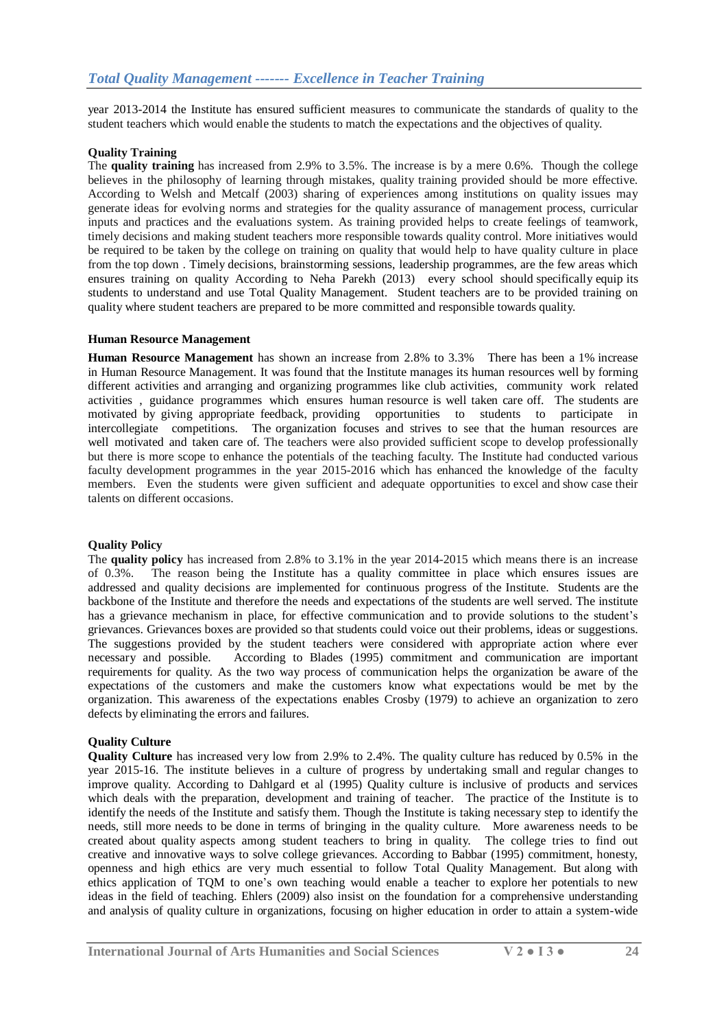year 2013-2014 the Institute has ensured sufficient measures to communicate the standards of quality to the student teachers which would enable the students to match the expectations and the objectives of quality.

**Quality Training**

The **quality training** has increased from 2.9% to 3.5%. The increase is by a mere 0.6%. Though the college believes in the philosophy of learning through mistakes, quality training provided should be more effective. According to Welsh and Metcalf (2003) sharing of experiences among institutions on quality issues may generate ideas for evolving norms and strategies for the quality assurance of management process, curricular inputs and practices and the evaluations system. As training provided helps to create feelings of teamwork, timely decisions and making student teachers more responsible towards quality control. More initiatives would be required to be taken by the college on training on quality that would help to have quality culture in place from the top down . Timely decisions, brainstorming sessions, leadership programmes, are the few areas which ensures training on quality According to Neha Parekh (2013) every school should specifically equip its students to understand and use Total Quality Management. Student teachers are to be provided training on quality where student teachers are prepared to be more committed and responsible towards quality.

**Human Resource Management**

**Human Resource Management** has shown an increase from 2.8% to 3.3% There has been a 1% increase in Human Resource Management. It was found that the Institute manages its human resources well by forming different activities and arranging and organizing programmes like club activities, community work related activities , guidance programmes which ensures human resource is well taken care off. The students are motivated by giving appropriate feedback, providing opportunities to students to participate in intercollegiate competitions. The organization focuses and strives to see that the human resources are well motivated and taken care of. The teachers were also provided sufficient scope to develop professionally but there is more scope to enhance the potentials of the teaching faculty. The Institute had conducted various faculty development programmes in the year 2015-2016 which has enhanced the knowledge of the faculty members. Even the students were given sufficient and adequate opportunities to excel and show case their talents on different occasions.

**Quality Policy**

The **quality policy** has increased from 2.8% to 3.1% in the year 2014-2015 which means there is an increase of 0.3%. The reason being the Institute has a quality committee in place which ensures issues are addressed and quality decisions are implemented for continuous progress of the Institute. Students are the backbone of the Institute and therefore the needs and expectations of the students are well served. The institute has a grievance mechanism in place, for effective communication and to provide solutions to the student's grievances. Grievances boxes are provided so that students could voice out their problems, ideas or suggestions. The suggestions provided by the student teachers were considered with appropriate action where ever necessary and possible. According to Blades (1995) commitment and communication are important requirements for quality. As the two way process of communication helps the organization be aware of the expectations of the customers and make the customers know what expectations would be met by the organization. This awareness of the expectations enables Crosby (1979) to achieve an organization to zero defects by eliminating the errors and failures.

**Quality Culture**

**Quality Culture** has increased very low from 2.9% to 2.4%. The quality culture has reduced by 0.5% in the year 2015-16. The institute believes in a culture of progress by undertaking small and regular changes to improve quality. According to Dahlgard et al (1995) Quality culture is inclusive of products and services which deals with the preparation, development and training of teacher. The practice of the Institute is to identify the needs of the Institute and satisfy them. Though the Institute is taking necessary step to identify the needs, still more needs to be done in terms of bringing in the quality culture. More awareness needs to be created about quality aspects among student teachers to bring in quality. The college tries to find out creative and innovative ways to solve college grievances. According to Babbar (1995) commitment, honesty, openness and high ethics are very much essential to follow Total Quality Management. But along with ethics application of TQM to one's own teaching would enable a teacher to explore her potentials to new ideas in the field of teaching. Ehlers (2009) also insist on the foundation for a comprehensive understanding and analysis of quality culture in organizations, focusing on higher education in order to attain a system-wide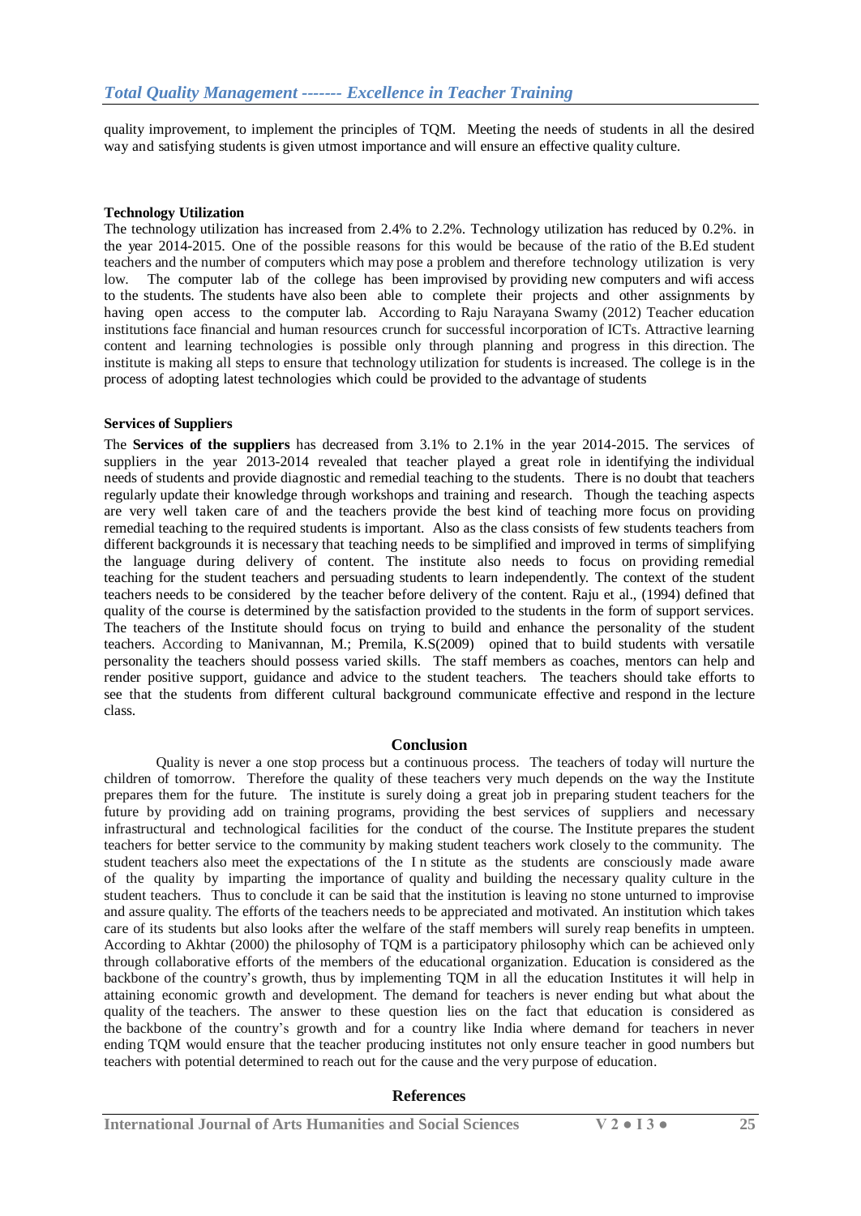quality improvement, to implement the principles of TQM. Meeting the needs of students in all the desired way and satisfying students is given utmost importance and will ensure an effective quality culture.

**Technology Utilization**

The technology utilization has increased from 2.4% to 2.2%. Technology utilization has reduced by 0.2%. in the year 2014-2015. One of the possible reasons for this would be because of the ratio of the B.Ed student teachers and the number of computers which may pose a problem and therefore technology utilization is very low. The computer lab of the college has been improvised by providing new computers and wifi access to the students. The students have also been able to complete their projects and other assignments by having open access to the computer lab. According to Raju Narayana Swamy (2012) Teacher education institutions face financial and human resources crunch for successful incorporation of ICTs. Attractive learning content and learning technologies is possible only through planning and progress in this direction. The institute is making all steps to ensure that technology utilization for students is increased. The college is in the process of adopting latest technologies which could be provided to the advantage of students

**Services of Suppliers**

The **Services of the suppliers** has decreased from 3.1% to 2.1% in the year 2014-2015. The services of suppliers in the year 2013-2014 revealed that teacher played a great role in identifying the individual needs of students and provide diagnostic and remedial teaching to the students. There is no doubt that teachers regularly update their knowledge through workshops and training and research. Though the teaching aspects are very well taken care of and the teachers provide the best kind of teaching more focus on providing remedial teaching to the required students is important. Also as the class consists of few students teachers from different backgrounds it is necessary that teaching needs to be simplified and improved in terms of simplifying the language during delivery of content. The institute also needs to focus on providing remedial teaching for the student teachers and persuading students to learn independently. The context of the student teachers needs to be considered by the teacher before delivery of the content. Raju et al., (1994) defined that quality of the course is determined by the satisfaction provided to the students in the form of support services. The teachers of the Institute should focus on trying to build and enhance the personality of the student teachers. According to Manivannan, M.; Premila, K.S(2009) opined that to build students with versatile personality the teachers should possess varied skills. The staff members as coaches, mentors can help and render positive support, guidance and advice to the student teachers. The teachers should take efforts to see that the students from different cultural background communicate effective and respond in the lecture class.

## Conclusion

Quality is never a one stop process but a continuous process. The teachers of today will nurture the children of tomorrow. Therefore the quality of these teachers very much depends on the way the Institute prepares them for the future. The institute is surely doing a great job in preparing student teachers for the future by providing add on training programs, providing the best services of suppliers and necessary infrastructural and technological facilities for the conduct of the course. The Institute prepares the student teachers for better service to the community by making student teachers work closely to the community. The student teachers also meet the expectations of the I n stitute as the students are consciously made aware of the quality by imparting the importance of quality and building the necessary quality culture in the student teachers. Thus to conclude it can be said that the institution is leaving no stone unturned to improvise and assure quality. The efforts of the teachers needs to be appreciated and motivated. An institution which takes care of its students but also looks after the welfare of the staff members will surely reap benefits in umpteen. According to Akhtar (2000) the philosophy of TQM is a participatory philosophy which can be achieved only through collaborative efforts of the members of the educational organization. Education is considered as the backbone of the country's growth, thus by implementing TQM in all the education Institutes it will help in attaining economic growth and development. The demand for teachers is never ending but what about the quality of the teachers. The answer to these question lies on the fact that education is considered as the backbone of the country's growth and for a country like India where demand for teachers in never ending TQM would ensure that the teacher producing institutes not only ensure teacher in good numbers but teachers with potential determined to reach out for the cause and the very purpose of education.

## References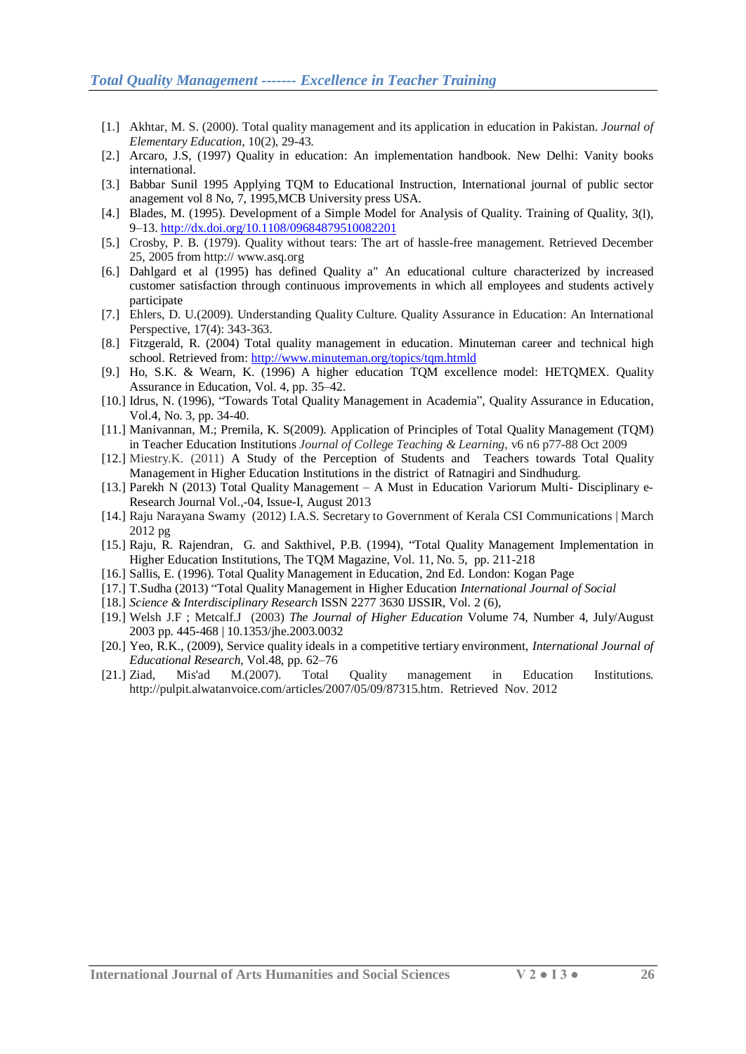[1.] Akhtar, M. S. (2000). Total quality management and its application in education in Pakistan. *Journal of Elementary Education*, 10(2), 29-43.

[2.] Arcaro, J.S, (1997) Quality in education: An implementation handbook. New Delhi: Vanity books international.

[3.] Babbar Sunil 1995 Applying TQM to Educational Instruction, International journal of public sector anagement vol 8 No, 7, 1995,MCB University press USA.

[4.] Blades, M. (1995). Development of a Simple Model for Analysis of Quality. Training of Quality, 3(l), 9–13. http://dx.doi.org/10.1108/09684879510082201

[5.] Crosby, P. B. (1979). Quality without tears: The art of hassle-free management. Retrieved December 25, 2005 from http:// www.asq.org

[6.] Dahlgard et al (1995) has defined Quality a" An educational culture characterized by increased customer satisfaction through continuous improvements in which all employees and students actively participate

[7.] Ehlers, D. U.(2009). Understanding Quality Culture. Quality Assurance in Education: An International Perspective, 17(4): 343-363.

[8.] Fitzgerald, R. (2004) Total quality management in education. Minuteman career and technical high school. Retrieved from: http://www.minuteman.org/topics/tqm.htmld

[9.] Ho, S.K. & Wearn, K. (1996) A higher education TQM excellence model: HETQMEX. Quality Assurance in Education, Vol. 4, pp. 35–42.

[10.] Idrus, N. (1996), "Towards Total Quality Management in Academia", Quality Assurance in Education, Vol.4, No. 3, pp. 34-40.

[11.] Manivannan, M.; Premila, K. S(2009). Application of Principles of Total Quality Management (TQM) in Teacher Education Institutions *Journal of College Teaching & Learning*, v6 n6 p77-88 Oct 2009

[12.] Miestry.K. (2011) A Study of the Perception of Students and Teachers towards Total Quality Management in Higher Education Institutions in the district of Ratnagiri and Sindhudurg.

[13.] Parekh N (2013) Total Quality Management – A Must in Education Variorum Multi- Disciplinary e-Research Journal Vol.,-04, Issue-I, August 2013

[14.] Raju Narayana Swamy (2012) I.A.S. Secretary to Government of Kerala CSI Communications | March 2012 pg

[15.] Raju, R. Rajendran, G. and Sakthivel, P.B. (1994), "Total Quality Management Implementation in Higher Education Institutions, The TQM Magazine, Vol. 11, No. 5, pp. 211-218

[16.] Sallis, E. (1996). Total Quality Management in Education, 2nd Ed. London: Kogan Page

[17.] T.Sudha (2013) "Total Quality Management in Higher Education *International Journal of Social*

[18.] *Science & Interdisciplinary Research* ISSN 2277 3630 IJSSIR, Vol. 2 (6),

[19.] Welsh J.F ; Metcalf.J (2003) *The Journal of Higher Education* Volume 74, Number 4, July/August 2003 pp. 445-468 | 10.1353/jhe.2003.0032

[20.] Yeo, R.K., (2009), Service quality ideals in a competitive tertiary environment, *International Journal of Educational Research*, Vol.48, pp. 62–76

[21.] Ziad, Mis'ad M.(2007). Total Quality management in Education Institutions. http://pulpit.alwatanvoice.com/articles/2007/05/09/87315.htm. Retrieved Nov. 2012